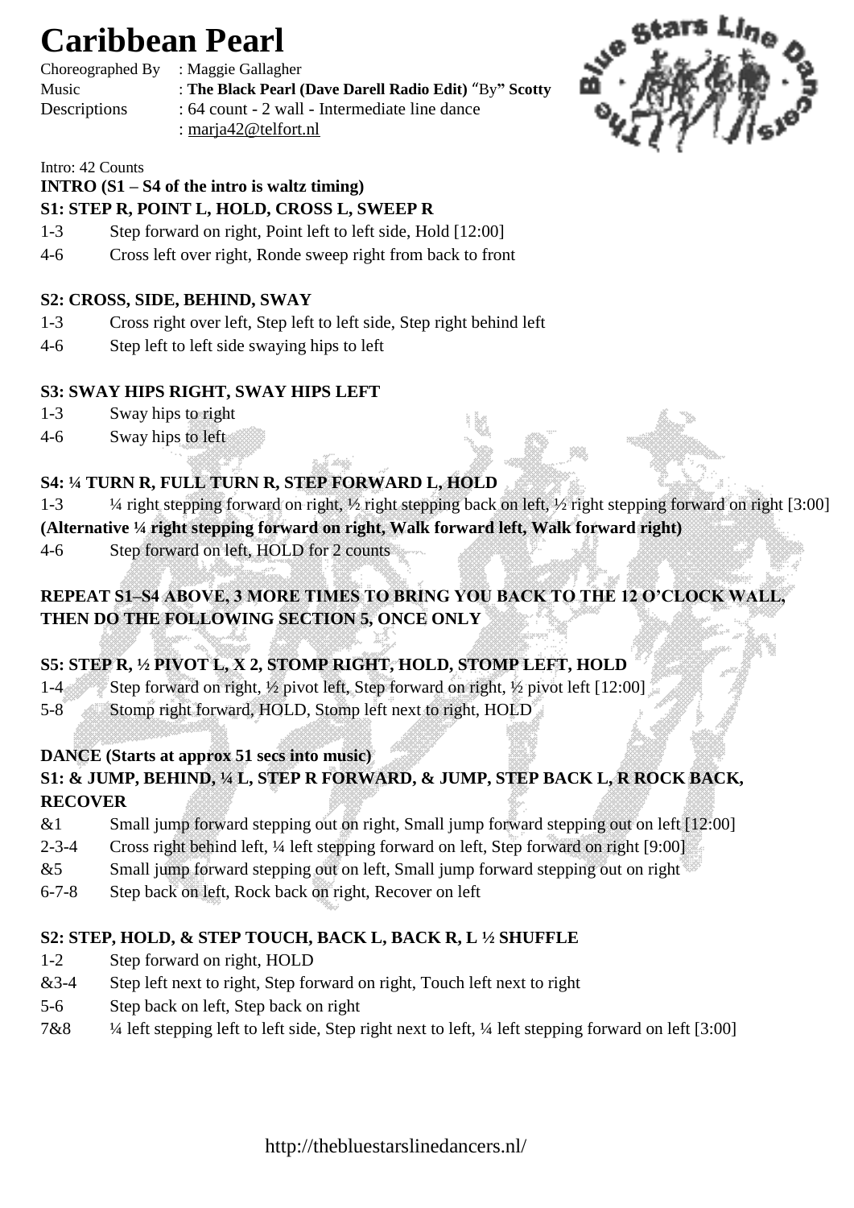# Caribbean Pearl

Choreographed By : Maggie Gallagher
Music : **The Black Pearl (Dave Darell Radio Edit)** "By" **Scotty**
Descriptions : 64 count - 2 wall - Intermediate line dance
: marja42@telfort.nl

Intro: 42 Counts

**INTRO (S1 – S4 of the intro is waltz timing)**

**S1: STEP R, POINT L, HOLD, CROSS L, SWEEP R**

1-3 Step forward on right, Point left to left side, Hold [12:00]
4-6 Cross left over right, Ronde sweep right from back to front

**S2: CROSS, SIDE, BEHIND, SWAY**

1-3 Cross right over left, Step left to left side, Step right behind left
4-6 Step left to left side swaying hips to left

**S3: SWAY HIPS RIGHT, SWAY HIPS LEFT**

1-3 Sway hips to right
4-6 Sway hips to left

**S4: ¼ TURN R, FULL TURN R, STEP FORWARD L, HOLD**

1-3 ¼ right stepping forward on right, ½ right stepping back on left, ½ right stepping forward on right [3:00]
**(Alternative ¼ right stepping forward on right, Walk forward left, Walk forward right)**
4-6 Step forward on left, HOLD for 2 counts

**REPEAT S1–S4 ABOVE, 3 MORE TIMES TO BRING YOU BACK TO THE 12 O'CLOCK WALL, THEN DO THE FOLLOWING SECTION 5, ONCE ONLY**

**S5: STEP R, ½ PIVOT L, X 2, STOMP RIGHT, HOLD, STOMP LEFT, HOLD**

1-4 Step forward on right, ½ pivot left, Step forward on right, ½ pivot left [12:00]
5-8 Stomp right forward, HOLD, Stomp left next to right, HOLD

**DANCE (Starts at approx 51 secs into music)**

**S1: & JUMP, BEHIND, ¼ L, STEP R FORWARD, & JUMP, STEP BACK L, R ROCK BACK, RECOVER**

&1 Small jump forward stepping out on right, Small jump forward stepping out on left [12:00]
2-3-4 Cross right behind left, ¼ left stepping forward on left, Step forward on right [9:00]
&5 Small jump forward stepping out on left, Small jump forward stepping out on right
6-7-8 Step back on left, Rock back on right, Recover on left

**S2: STEP, HOLD, & STEP TOUCH, BACK L, BACK R, L ½ SHUFFLE**

1-2 Step forward on right, HOLD
&3-4 Step left next to right, Step forward on right, Touch left next to right
5-6 Step back on left, Step back on right
7&8 ¼ left stepping left to left side, Step right next to left, ¼ left stepping forward on left [3:00]

http://thebluestarslinedancers.nl/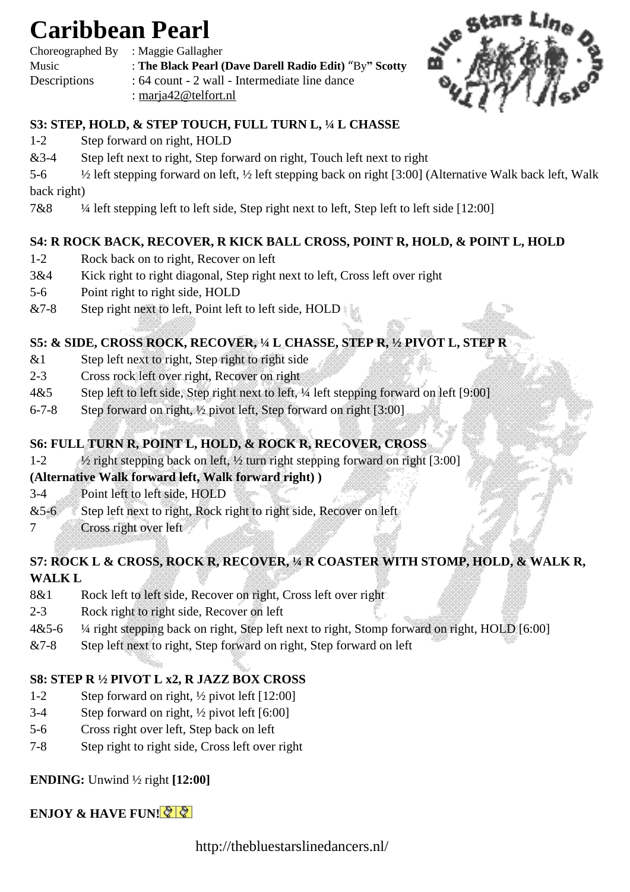# Caribbean Pearl

Choreographed By : Maggie Gallagher
Music : **The Black Pearl (Dave Darell Radio Edit)** "By" **Scotty**
Descriptions : 64 count - 2 wall - Intermediate line dance
: marja42@telfort.nl

**S3: STEP, HOLD, & STEP TOUCH, FULL TURN L, ¼ L CHASSE**

1-2 Step forward on right, HOLD
&3-4 Step left next to right, Step forward on right, Touch left next to right
5-6 ½ left stepping forward on left, ½ left stepping back on right [3:00] (Alternative Walk back left, Walk back right)
7&8 ¼ left stepping left to left side, Step right next to left, Step left to left side [12:00]

**S4: R ROCK BACK, RECOVER, R KICK BALL CROSS, POINT R, HOLD, & POINT L, HOLD**

1-2 Rock back on to right, Recover on left
3&4 Kick right to right diagonal, Step right next to left, Cross left over right
5-6 Point right to right side, HOLD
&7-8 Step right next to left, Point left to left side, HOLD

**S5: & SIDE, CROSS ROCK, RECOVER, ¼ L CHASSE, STEP R, ½ PIVOT L, STEP R**

&1 Step left next to right, Step right to right side
2-3 Cross rock left over right, Recover on right
4&5 Step left to left side, Step right next to left, ¼ left stepping forward on left [9:00]
6-7-8 Step forward on right, ½ pivot left, Step forward on right [3:00]

**S6: FULL TURN R, POINT L, HOLD, & ROCK R, RECOVER, CROSS**

1-2 ½ right stepping back on left, ½ turn right stepping forward on right [3:00]
**(Alternative Walk forward left, Walk forward right) )**
3-4 Point left to left side, HOLD
&5-6 Step left next to right, Rock right to right side, Recover on left
7 Cross right over left

**S7: ROCK L & CROSS, ROCK R, RECOVER, ¼ R COASTER WITH STOMP, HOLD, & WALK R, WALK L**

8&1 Rock left to left side, Recover on right, Cross left over right
2-3 Rock right to right side, Recover on left
4&5-6 ¼ right stepping back on right, Step left next to right, Stomp forward on right, HOLD [6:00]
&7-8 Step left next to right, Step forward on right, Step forward on left

**S8: STEP R ½ PIVOT L x2, R JAZZ BOX CROSS**

1-2 Step forward on right, ½ pivot left [12:00]
3-4 Step forward on right, ½ pivot left [6:00]
5-6 Cross right over left, Step back on left
7-8 Step right to right side, Cross left over right

**ENDING:** Unwind ½ right **[12:00]**

**ENJOY & HAVE FUN!**

http://thebluestarslinedancers.nl/